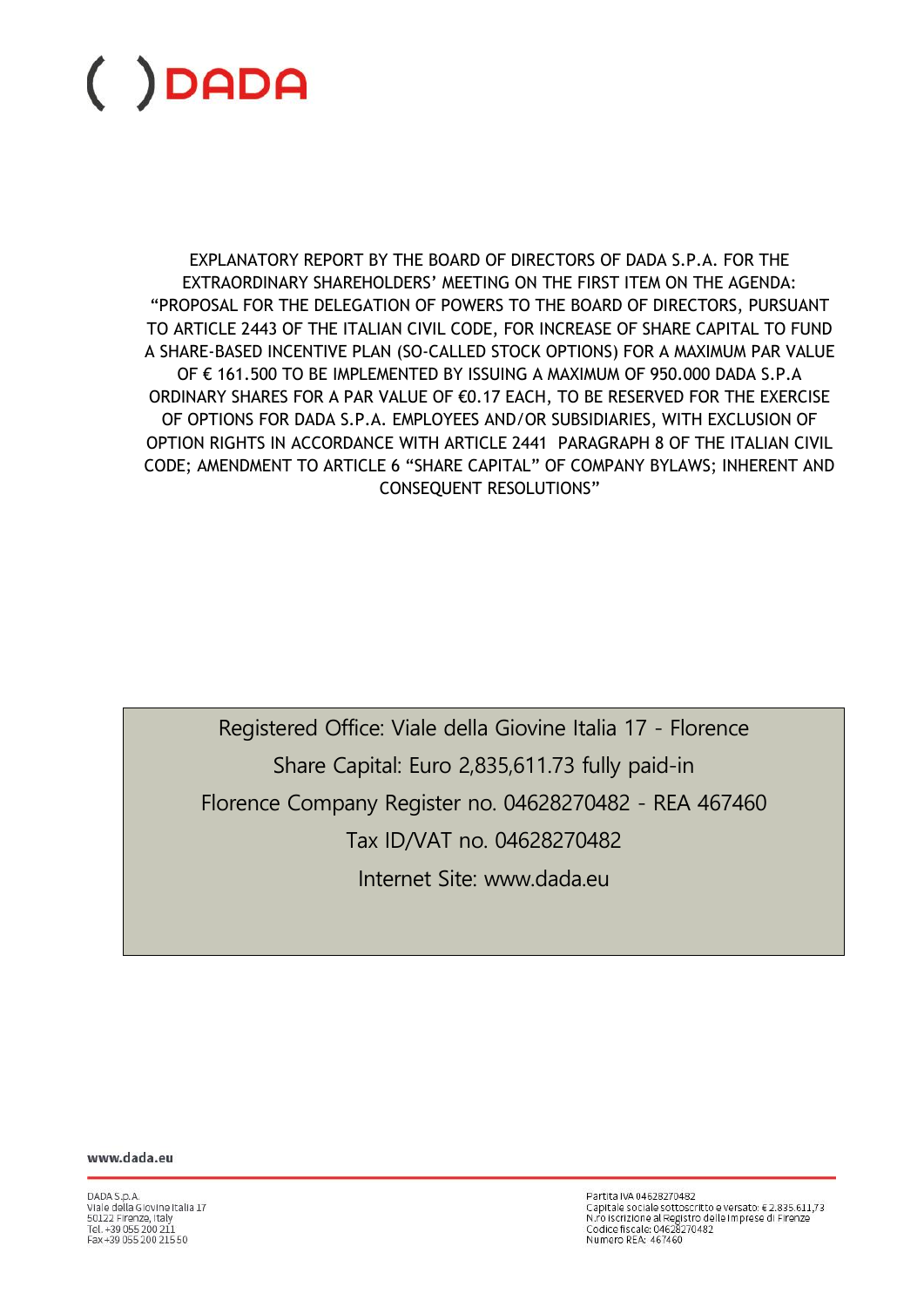EXPLANATORY REPORT BY THE BOARD OF DIRECTORS OF DADA S.P.A. FOR THE EXTRAORDINARY SHAREHOLDERS' MEETING ON THE FIRST ITEM ON THE AGENDA: "PROPOSAL FOR THE DELEGATION OF POWERS TO THE BOARD OF DIRECTORS, PURSUANT TO ARTICLE 2443 OF THE ITALIAN CIVIL CODE, FOR INCREASE OF SHARE CAPITAL TO FUND A SHARE-BASED INCENTIVE PLAN (SO-CALLED STOCK OPTIONS) FOR A MAXIMUM PAR VALUE OF € 161.500 TO BE IMPLEMENTED BY ISSUING A MAXIMUM OF 950.000 DADA S.P.A ORDINARY SHARES FOR A PAR VALUE OF €0.17 EACH, TO BE RESERVED FOR THE EXERCISE OF OPTIONS FOR DADA S.P.A. EMPLOYEES AND/OR SUBSIDIARIES, WITH EXCLUSION OF OPTION RIGHTS IN ACCORDANCE WITH ARTICLE 2441 PARAGRAPH 8 OF THE ITALIAN CIVIL CODE; AMENDMENT TO ARTICLE 6 "SHARE CAPITAL" OF COMPANY BYLAWS; INHERENT AND CONSEQUENT RESOLUTIONS"

Registered Office: Viale della Giovine Italia 17 - Florence

Share Capital: Euro 2,835,611.73 fully paid-in

Florence Company Register no. 04628270482 - REA 467460

Tax ID/VAT no. 04628270482

Internet Site: www.dada.eu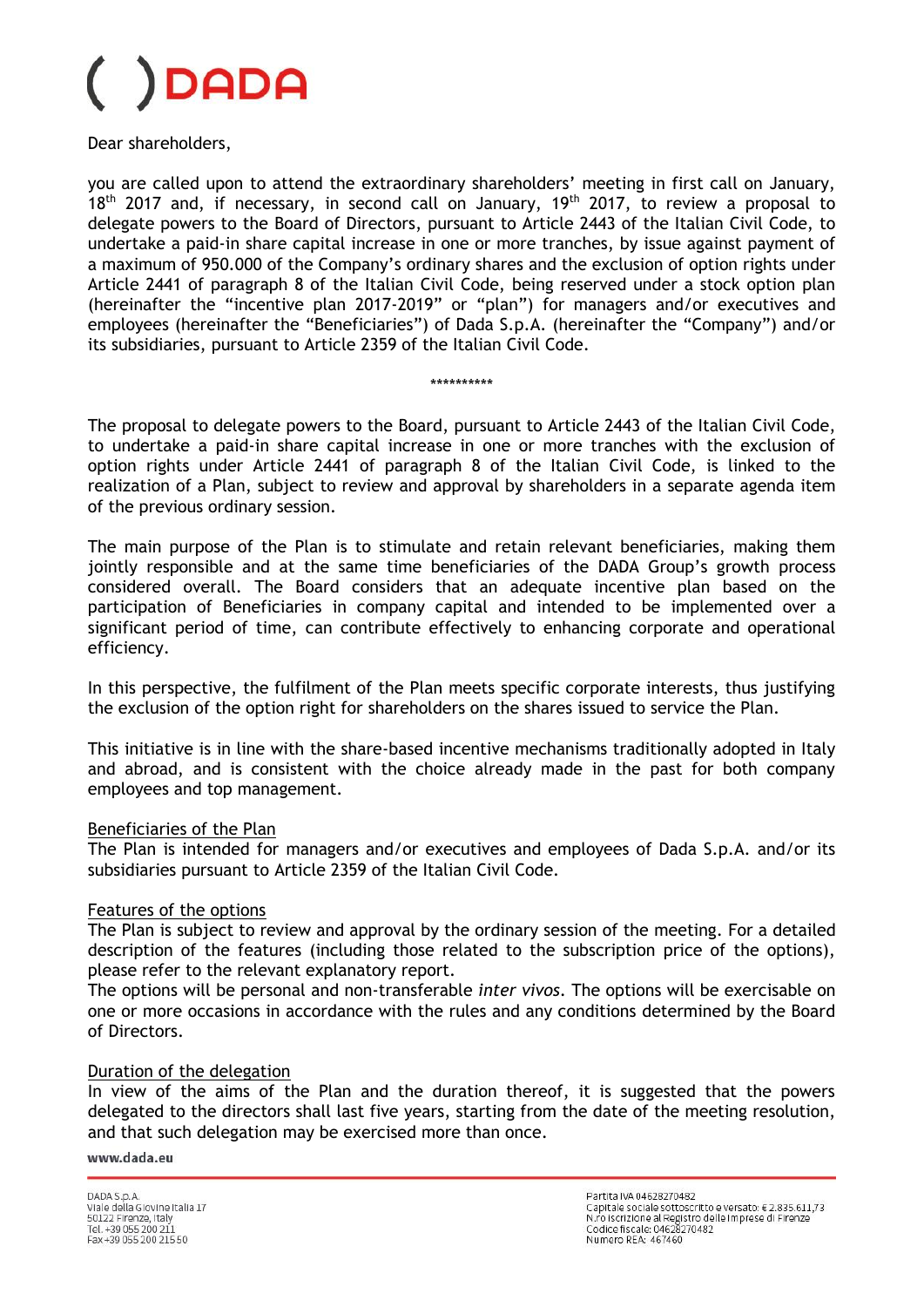Dear shareholders,

you are called upon to attend the extraordinary shareholders' meeting in first call on January, 18th 2017 and, if necessary, in second call on January, 19th 2017, to review a proposal to delegate powers to the Board of Directors, pursuant to Article 2443 of the Italian Civil Code, to undertake a paid-in share capital increase in one or more tranches, by issue against payment of a maximum of 950.000 of the Company's ordinary shares and the exclusion of option rights under Article 2441 of paragraph 8 of the Italian Civil Code, being reserved under a stock option plan (hereinafter the "incentive plan 2017-2019" or "plan") for managers and/or executives and employees (hereinafter the "Beneficiaries") of Dada S.p.A. (hereinafter the "Company") and/or its subsidiaries, pursuant to Article 2359 of the Italian Civil Code.

**********

The proposal to delegate powers to the Board, pursuant to Article 2443 of the Italian Civil Code, to undertake a paid-in share capital increase in one or more tranches with the exclusion of option rights under Article 2441 of paragraph 8 of the Italian Civil Code, is linked to the realization of a Plan, subject to review and approval by shareholders in a separate agenda item of the previous ordinary session.

The main purpose of the Plan is to stimulate and retain relevant beneficiaries, making them jointly responsible and at the same time beneficiaries of the DADA Group's growth process considered overall. The Board considers that an adequate incentive plan based on the participation of Beneficiaries in company capital and intended to be implemented over a significant period of time, can contribute effectively to enhancing corporate and operational efficiency.

In this perspective, the fulfilment of the Plan meets specific corporate interests, thus justifying the exclusion of the option right for shareholders on the shares issued to service the Plan.

This initiative is in line with the share-based incentive mechanisms traditionally adopted in Italy and abroad, and is consistent with the choice already made in the past for both company employees and top management.

Beneficiaries of the Plan

The Plan is intended for managers and/or executives and employees of Dada S.p.A. and/or its subsidiaries pursuant to Article 2359 of the Italian Civil Code.

Features of the options

The Plan is subject to review and approval by the ordinary session of the meeting. For a detailed description of the features (including those related to the subscription price of the options), please refer to the relevant explanatory report.

The options will be personal and non-transferable *inter vivos*. The options will be exercisable on one or more occasions in accordance with the rules and any conditions determined by the Board of Directors.

Duration of the delegation

In view of the aims of the Plan and the duration thereof, it is suggested that the powers delegated to the directors shall last five years, starting from the date of the meeting resolution, and that such delegation may be exercised more than once.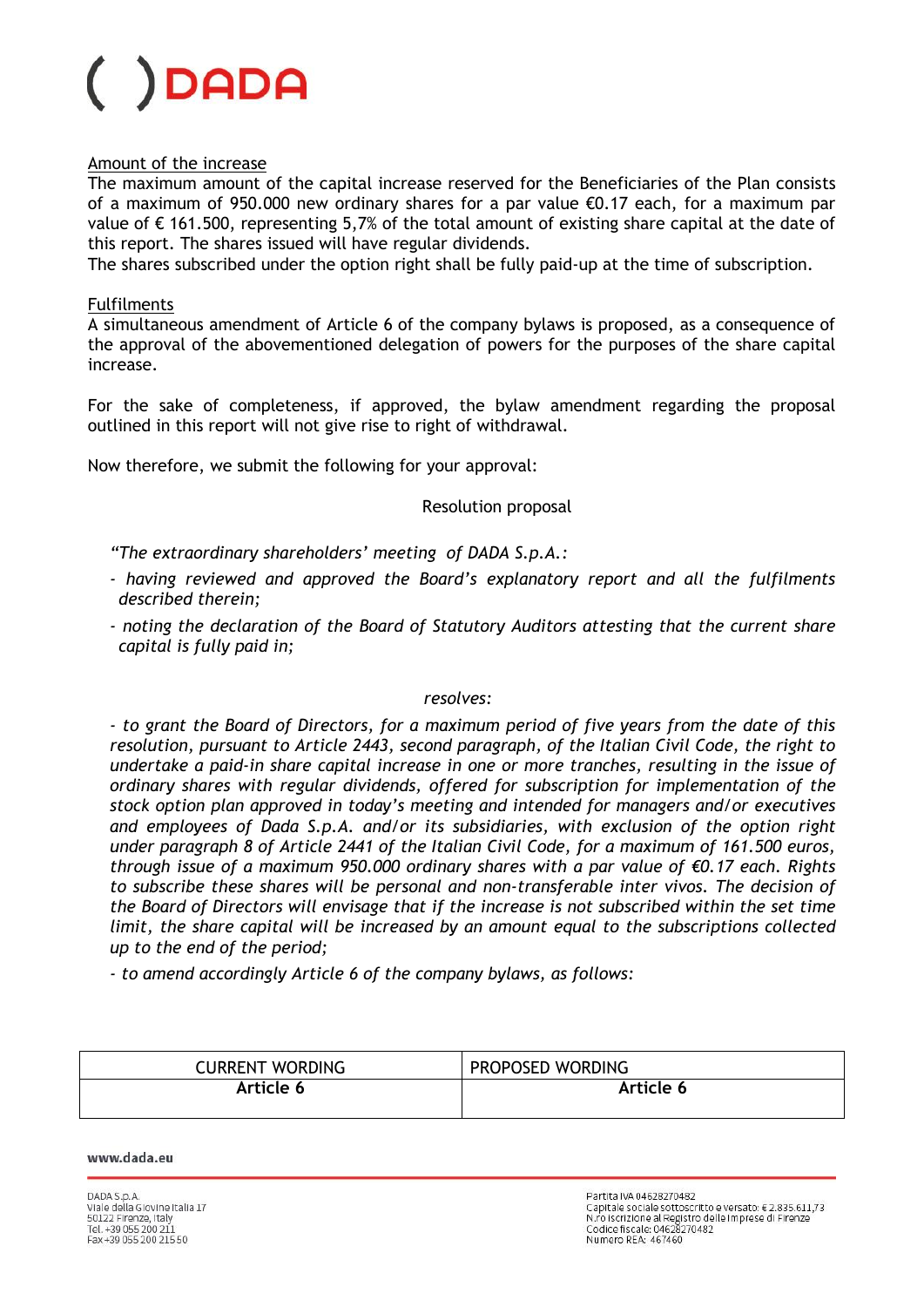Amount of the increase

The maximum amount of the capital increase reserved for the Beneficiaries of the Plan consists of a maximum of 950.000 new ordinary shares for a par value €0.17 each, for a maximum par value of € 161.500, representing 5,7% of the total amount of existing share capital at the date of this report. The shares issued will have regular dividends.

The shares subscribed under the option right shall be fully paid-up at the time of subscription.

Fulfilments

A simultaneous amendment of Article 6 of the company bylaws is proposed, as a consequence of the approval of the abovementioned delegation of powers for the purposes of the share capital increase.

For the sake of completeness, if approved, the bylaw amendment regarding the proposal outlined in this report will not give rise to right of withdrawal.

Now therefore, we submit the following for your approval:

Resolution proposal

*"The extraordinary shareholders' meeting of DADA S.p.A.:*

- *having reviewed and approved the Board's explanatory report and all the fulfilments described therein;*
- *noting the declaration of the Board of Statutory Auditors attesting that the current share capital is fully paid in;*

*resolves:*

- *to grant the Board of Directors, for a maximum period of five years from the date of this resolution, pursuant to Article 2443, second paragraph, of the Italian Civil Code, the right to undertake a paid-in share capital increase in one or more tranches, resulting in the issue of ordinary shares with regular dividends, offered for subscription for implementation of the stock option plan approved in today's meeting and intended for managers and/or executives and employees of Dada S.p.A. and/or its subsidiaries, with exclusion of the option right under paragraph 8 of Article 2441 of the Italian Civil Code, for a maximum of 161.500 euros, through issue of a maximum 950.000 ordinary shares with a par value of €0.17 each. Rights to subscribe these shares will be personal and non-transferable inter vivos. The decision of the Board of Directors will envisage that if the increase is not subscribed within the set time limit, the share capital will be increased by an amount equal to the subscriptions collected up to the end of the period;*
- *to amend accordingly Article 6 of the company bylaws, as follows:*

| CURRENT WORDING | PROPOSED WORDING |
| --- | --- |
| **Article 6** | **Article 6** |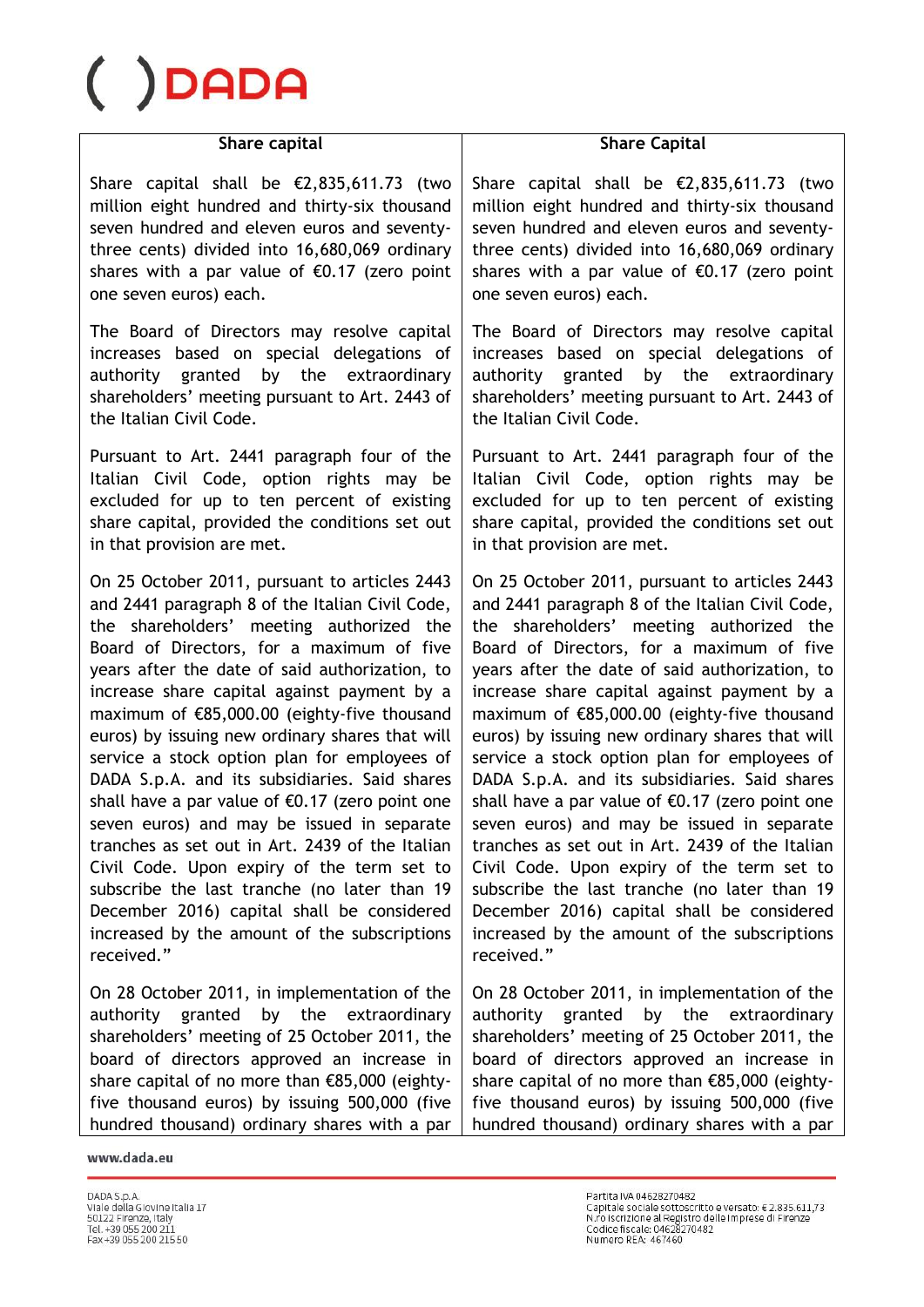| Share capital | Share Capital |
| --- | --- |
| Share capital shall be €2,835,611.73 (two million eight hundred and thirty-six thousand seven hundred and eleven euros and seventy-three cents) divided into 16,680,069 ordinary shares with a par value of €0.17 (zero point one seven euros) each. | Share capital shall be €2,835,611.73 (two million eight hundred and thirty-six thousand seven hundred and eleven euros and seventy-three cents) divided into 16,680,069 ordinary shares with a par value of €0.17 (zero point one seven euros) each. |
| The Board of Directors may resolve capital increases based on special delegations of authority granted by the extraordinary shareholders' meeting pursuant to Art. 2443 of the Italian Civil Code. | The Board of Directors may resolve capital increases based on special delegations of authority granted by the extraordinary shareholders' meeting pursuant to Art. 2443 of the Italian Civil Code. |
| Pursuant to Art. 2441 paragraph four of the Italian Civil Code, option rights may be excluded for up to ten percent of existing share capital, provided the conditions set out in that provision are met. | Pursuant to Art. 2441 paragraph four of the Italian Civil Code, option rights may be excluded for up to ten percent of existing share capital, provided the conditions set out in that provision are met. |
| On 25 October 2011, pursuant to articles 2443 and 2441 paragraph 8 of the Italian Civil Code, the shareholders' meeting authorized the Board of Directors, for a maximum of five years after the date of said authorization, to increase share capital against payment by a maximum of €85,000.00 (eighty-five thousand euros) by issuing new ordinary shares that will service a stock option plan for employees of DADA S.p.A. and its subsidiaries. Said shares shall have a par value of €0.17 (zero point one seven euros) and may be issued in separate tranches as set out in Art. 2439 of the Italian Civil Code. Upon expiry of the term set to subscribe the last tranche (no later than 19 December 2016) capital shall be considered increased by the amount of the subscriptions received." | On 25 October 2011, pursuant to articles 2443 and 2441 paragraph 8 of the Italian Civil Code, the shareholders' meeting authorized the Board of Directors, for a maximum of five years after the date of said authorization, to increase share capital against payment by a maximum of €85,000.00 (eighty-five thousand euros) by issuing new ordinary shares that will service a stock option plan for employees of DADA S.p.A. and its subsidiaries. Said shares shall have a par value of €0.17 (zero point one seven euros) and may be issued in separate tranches as set out in Art. 2439 of the Italian Civil Code. Upon expiry of the term set to subscribe the last tranche (no later than 19 December 2016) capital shall be considered increased by the amount of the subscriptions received." |
| On 28 October 2011, in implementation of the authority granted by the extraordinary shareholders' meeting of 25 October 2011, the board of directors approved an increase in share capital of no more than €85,000 (eighty-five thousand euros) by issuing 500,000 (five hundred thousand) ordinary shares with a par | On 28 October 2011, in implementation of the authority granted by the extraordinary shareholders' meeting of 25 October 2011, the board of directors approved an increase in share capital of no more than €85,000 (eighty-five thousand euros) by issuing 500,000 (five hundred thousand) ordinary shares with a par |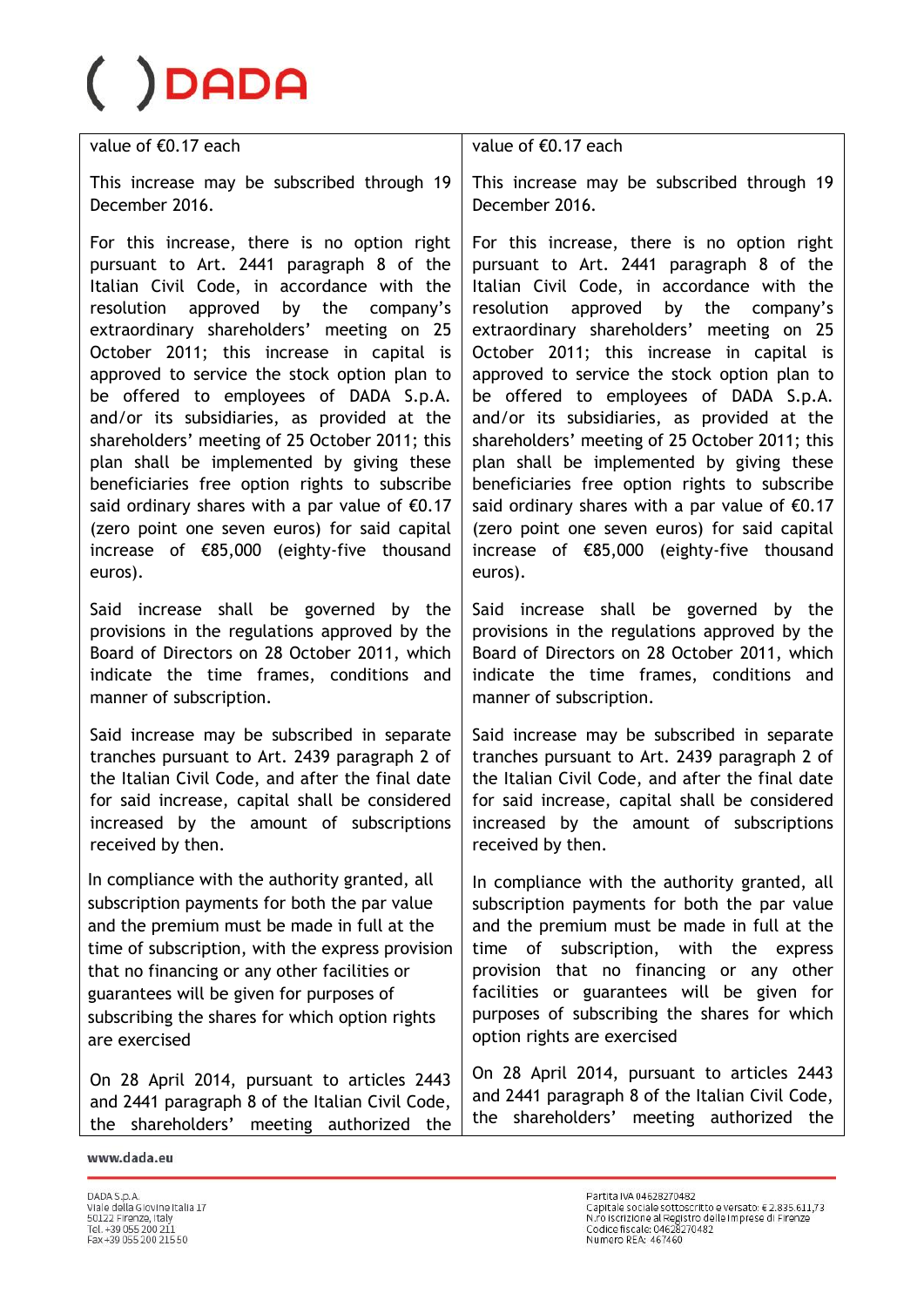| value of €0.17 each | value of €0.17 each |
|---|---|
| This increase may be subscribed through 19 December 2016.<br><br>For this increase, there is no option right pursuant to Art. 2441 paragraph 8 of the Italian Civil Code, in accordance with the resolution approved by the company's extraordinary shareholders' meeting on 25 October 2011; this increase in capital is approved to service the stock option plan to be offered to employees of DADA S.p.A. and/or its subsidiaries, as provided at the shareholders' meeting of 25 October 2011; this plan shall be implemented by giving these beneficiaries free option rights to subscribe said ordinary shares with a par value of €0.17 (zero point one seven euros) for said capital increase of €85,000 (eighty-five thousand euros).<br><br>Said increase shall be governed by the provisions in the regulations approved by the Board of Directors on 28 October 2011, which indicate the time frames, conditions and manner of subscription.<br><br>Said increase may be subscribed in separate tranches pursuant to Art. 2439 paragraph 2 of the Italian Civil Code, and after the final date for said increase, capital shall be considered increased by the amount of subscriptions received by then.<br><br>In compliance with the authority granted, all subscription payments for both the par value and the premium must be made in full at the time of subscription, with the express provision that no financing or any other facilities or guarantees will be given for purposes of subscribing the shares for which option rights are exercised<br><br>On 28 April 2014, pursuant to articles 2443 and 2441 paragraph 8 of the Italian Civil Code, the shareholders' meeting authorized the | This increase may be subscribed through 19 December 2016.<br><br>For this increase, there is no option right pursuant to Art. 2441 paragraph 8 of the Italian Civil Code, in accordance with the resolution approved by the company's extraordinary shareholders' meeting on 25 October 2011; this increase in capital is approved to service the stock option plan to be offered to employees of DADA S.p.A. and/or its subsidiaries, as provided at the shareholders' meeting of 25 October 2011; this plan shall be implemented by giving these beneficiaries free option rights to subscribe said ordinary shares with a par value of €0.17 (zero point one seven euros) for said capital increase of €85,000 (eighty-five thousand euros).<br><br>Said increase shall be governed by the provisions in the regulations approved by the Board of Directors on 28 October 2011, which indicate the time frames, conditions and manner of subscription.<br><br>Said increase may be subscribed in separate tranches pursuant to Art. 2439 paragraph 2 of the Italian Civil Code, and after the final date for said increase, capital shall be considered increased by the amount of subscriptions received by then.<br><br>In compliance with the authority granted, all subscription payments for both the par value and the premium must be made in full at the time of subscription, with the express provision that no financing or any other facilities or guarantees will be given for purposes of subscribing the shares for which option rights are exercised<br><br>On 28 April 2014, pursuant to articles 2443 and 2441 paragraph 8 of the Italian Civil Code, the shareholders' meeting authorized the |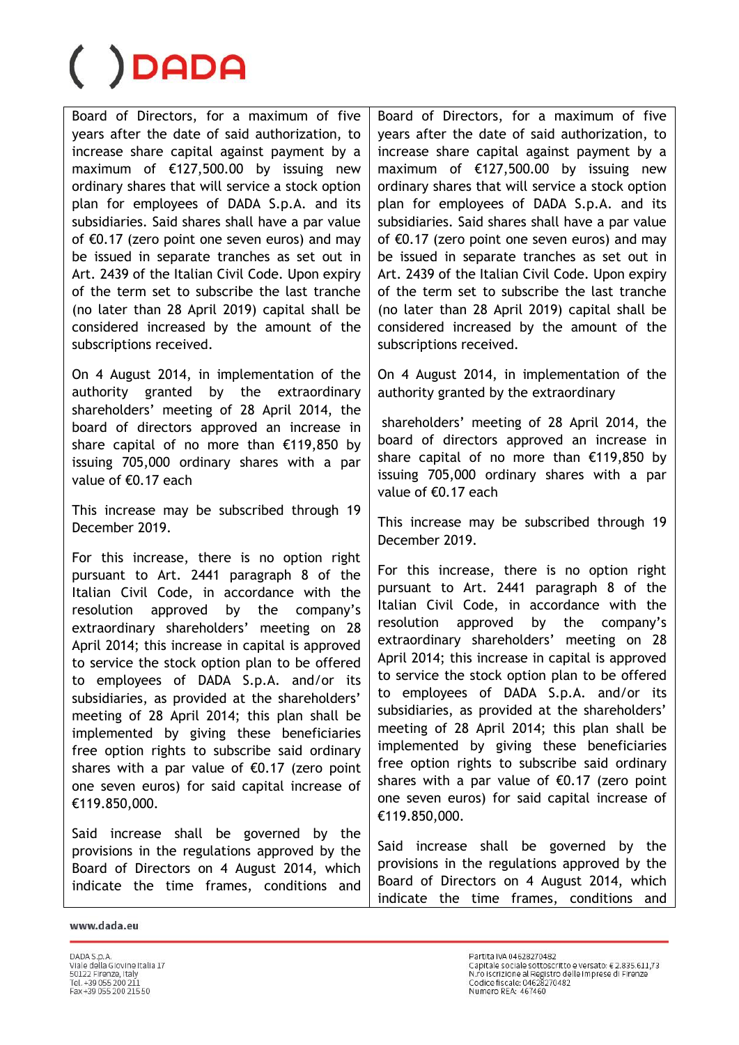| | |
|---|---|
| Board of Directors, for a maximum of five years after the date of said authorization, to increase share capital against payment by a maximum of €127,500.00 by issuing new ordinary shares that will service a stock option plan for employees of DADA S.p.A. and its subsidiaries. Said shares shall have a par value of €0.17 (zero point one seven euros) and may be issued in separate tranches as set out in Art. 2439 of the Italian Civil Code. Upon expiry of the term set to subscribe the last tranche (no later than 28 April 2019) capital shall be considered increased by the amount of the subscriptions received.<br><br>On 4 August 2014, in implementation of the authority granted by the extraordinary shareholders' meeting of 28 April 2014, the board of directors approved an increase in share capital of no more than €119,850 by issuing 705,000 ordinary shares with a par value of €0.17 each<br><br>This increase may be subscribed through 19 December 2019.<br><br>For this increase, there is no option right pursuant to Art. 2441 paragraph 8 of the Italian Civil Code, in accordance with the resolution approved by the company's extraordinary shareholders' meeting on 28 April 2014; this increase in capital is approved to service the stock option plan to be offered to employees of DADA S.p.A. and/or its subsidiaries, as provided at the shareholders' meeting of 28 April 2014; this plan shall be implemented by giving these beneficiaries free option rights to subscribe said ordinary shares with a par value of €0.17 (zero point one seven euros) for said capital increase of €119.850,000.<br><br>Said increase shall be governed by the provisions in the regulations approved by the Board of Directors on 4 August 2014, which indicate the time frames, conditions and | Board of Directors, for a maximum of five years after the date of said authorization, to increase share capital against payment by a maximum of €127,500.00 by issuing new ordinary shares that will service a stock option plan for employees of DADA S.p.A. and its subsidiaries. Said shares shall have a par value of €0.17 (zero point one seven euros) and may be issued in separate tranches as set out in Art. 2439 of the Italian Civil Code. Upon expiry of the term set to subscribe the last tranche (no later than 28 April 2019) capital shall be considered increased by the amount of the subscriptions received.<br><br>On 4 August 2014, in implementation of the authority granted by the extraordinary<br><br>shareholders' meeting of 28 April 2014, the board of directors approved an increase in share capital of no more than €119,850 by issuing 705,000 ordinary shares with a par value of €0.17 each<br><br>This increase may be subscribed through 19 December 2019.<br><br>For this increase, there is no option right pursuant to Art. 2441 paragraph 8 of the Italian Civil Code, in accordance with the resolution approved by the company's extraordinary shareholders' meeting on 28 April 2014; this increase in capital is approved to service the stock option plan to be offered to employees of DADA S.p.A. and/or its subsidiaries, as provided at the shareholders' meeting of 28 April 2014; this plan shall be implemented by giving these beneficiaries free option rights to subscribe said ordinary shares with a par value of €0.17 (zero point one seven euros) for said capital increase of €119.850,000.<br><br>Said increase shall be governed by the provisions in the regulations approved by the Board of Directors on 4 August 2014, which indicate the time frames, conditions and |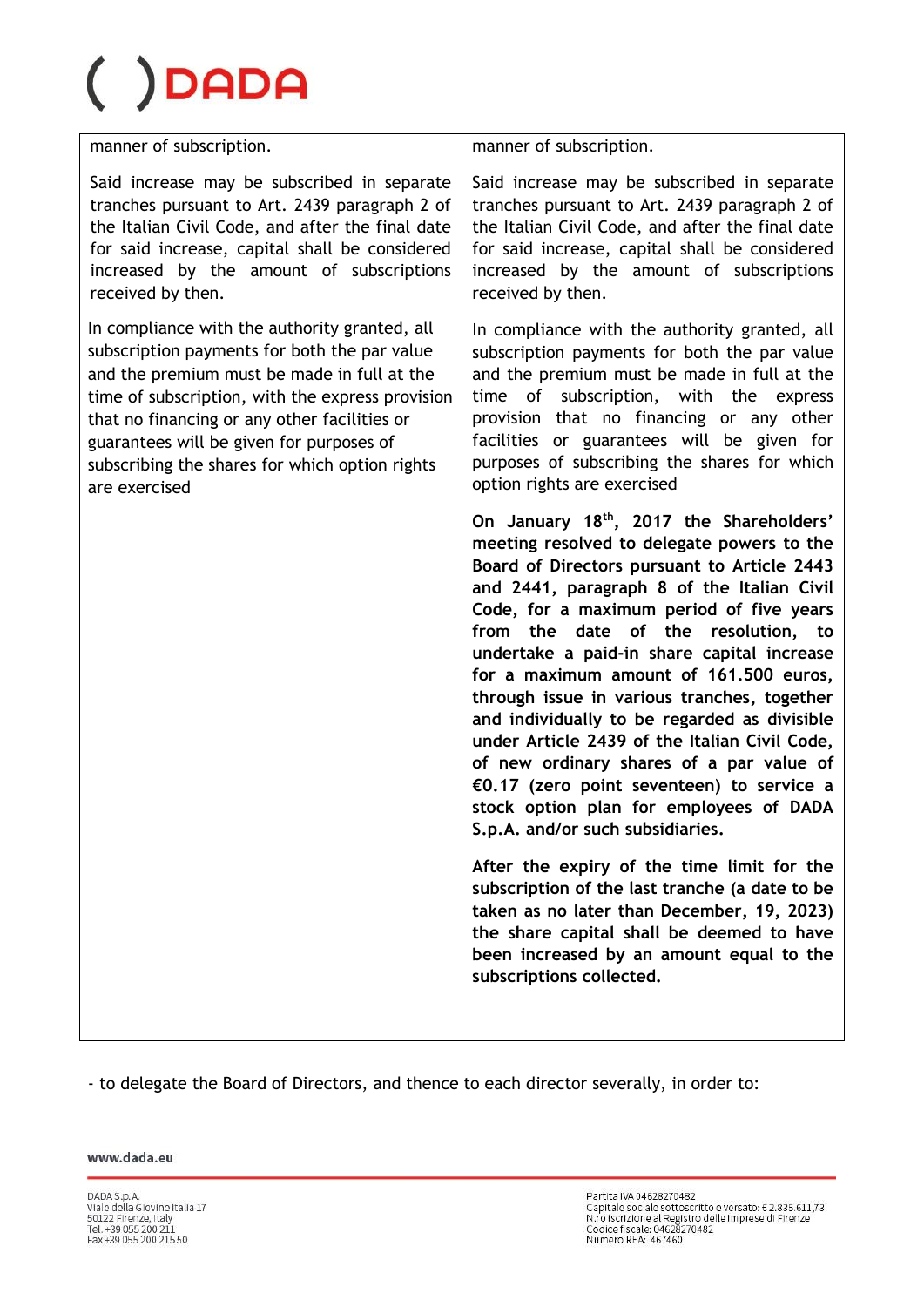| | |
|---|---|
| manner of subscription.<br><br>Said increase may be subscribed in separate tranches pursuant to Art. 2439 paragraph 2 of the Italian Civil Code, and after the final date for said increase, capital shall be considered increased by the amount of subscriptions received by then.<br><br>In compliance with the authority granted, all subscription payments for both the par value and the premium must be made in full at the time of subscription, with the express provision that no financing or any other facilities or guarantees will be given for purposes of subscribing the shares for which option rights are exercised | manner of subscription.<br><br>Said increase may be subscribed in separate tranches pursuant to Art. 2439 paragraph 2 of the Italian Civil Code, and after the final date for said increase, capital shall be considered increased by the amount of subscriptions received by then.<br><br>In compliance with the authority granted, all subscription payments for both the par value and the premium must be made in full at the time of subscription, with the express provision that no financing or any other facilities or guarantees will be given for purposes of subscribing the shares for which option rights are exercised<br><br>**On January 18th, 2017 the Shareholders' meeting resolved to delegate powers to the Board of Directors pursuant to Article 2443 and 2441, paragraph 8 of the Italian Civil Code, for a maximum period of five years from the date of the resolution, to undertake a paid-in share capital increase for a maximum amount of 161.500 euros, through issue in various tranches, together and individually to be regarded as divisible under Article 2439 of the Italian Civil Code, of new ordinary shares of a par value of €0.17 (zero point seventeen) to service a stock option plan for employees of DADA S.p.A. and/or such subsidiaries.**<br><br>**After the expiry of the time limit for the subscription of the last tranche (a date to be taken as no later than December, 19, 2023) the share capital shall be deemed to have been increased by an amount equal to the subscriptions collected.** |

- to delegate the Board of Directors, and thence to each director severally, in order to: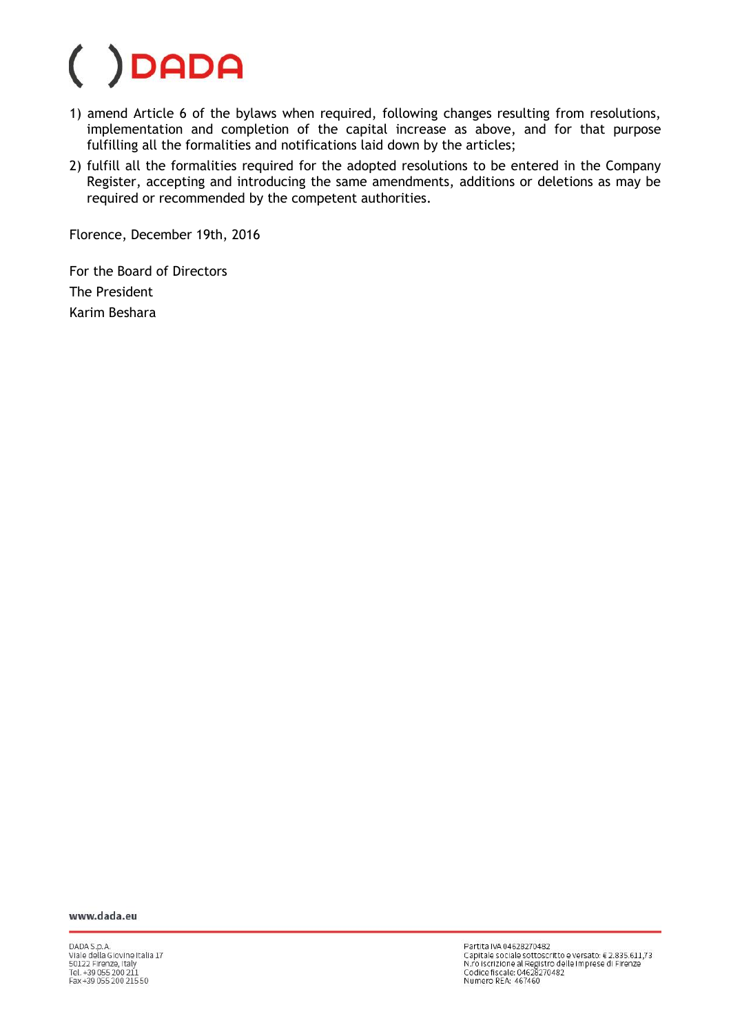1) amend Article 6 of the bylaws when required, following changes resulting from resolutions, implementation and completion of the capital increase as above, and for that purpose fulfilling all the formalities and notifications laid down by the articles;
2) fulfill all the formalities required for the adopted resolutions to be entered in the Company Register, accepting and introducing the same amendments, additions or deletions as may be required or recommended by the competent authorities.

Florence, December 19th, 2016

For the Board of Directors
The President
Karim Beshara